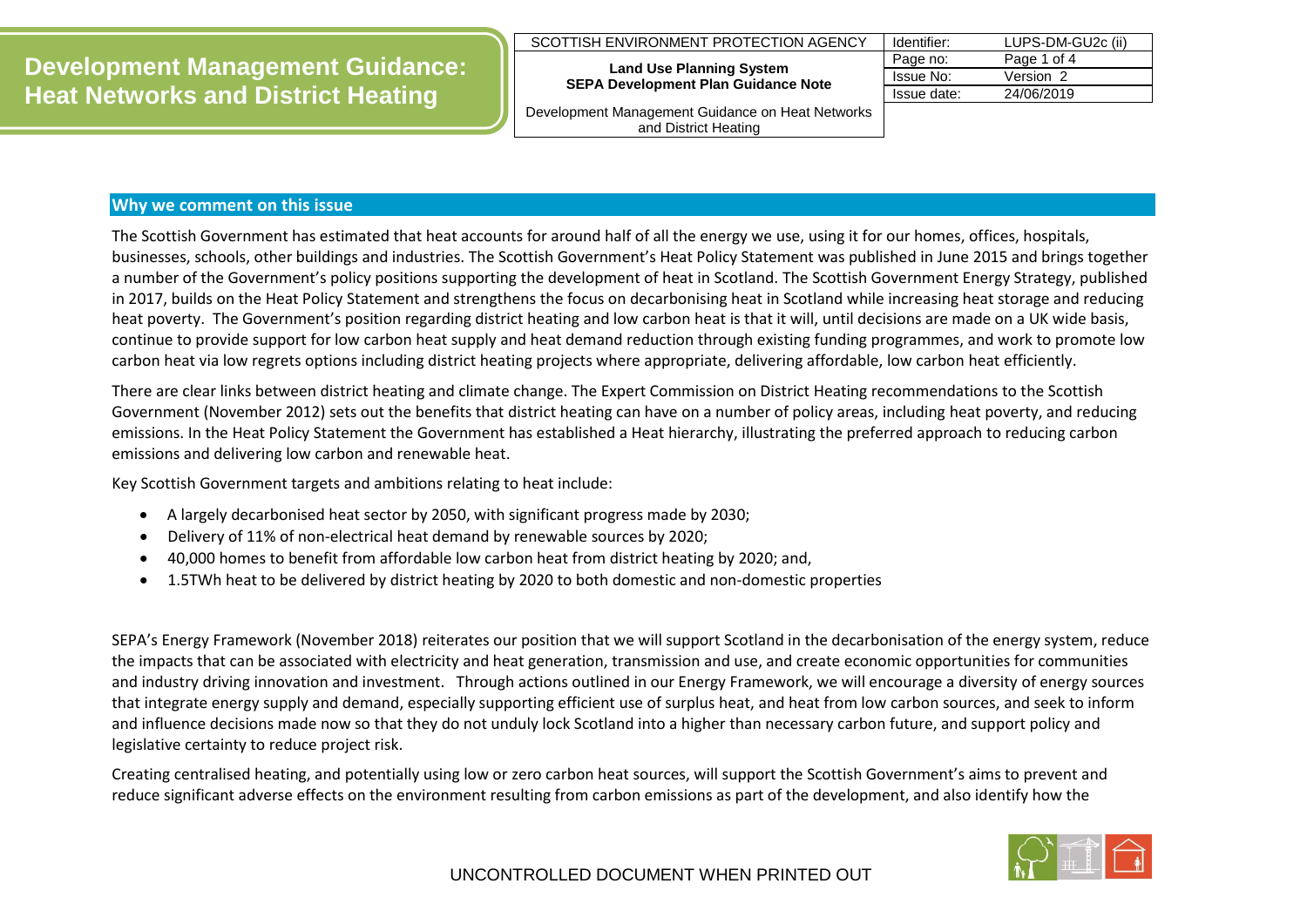# Development Management Guidance: Heat Networks and District Heating

| SCOTTISH ENVIRONMENT PROTECTION AGENCY | Identifier: | LUPS-DM-GU2c (ii) |
|---|---|---|
| **Land Use Planning System SEPA Development Plan Guidance Note** | Page no: | Page 1 of 4 |
| | Issue No: | Version 2 |
| | Issue date: | 24/06/2019 |
| Development Management Guidance on Heat Networks and District Heating | | |

## Why we comment on this issue

The Scottish Government has estimated that heat accounts for around half of all the energy we use, using it for our homes, offices, hospitals, businesses, schools, other buildings and industries. The Scottish Government's Heat Policy Statement was published in June 2015 and brings together a number of the Government's policy positions supporting the development of heat in Scotland. The Scottish Government Energy Strategy, published in 2017, builds on the Heat Policy Statement and strengthens the focus on decarbonising heat in Scotland while increasing heat storage and reducing heat poverty. The Government's position regarding district heating and low carbon heat is that it will, until decisions are made on a UK wide basis, continue to provide support for low carbon heat supply and heat demand reduction through existing funding programmes, and work to promote low carbon heat via low regrets options including district heating projects where appropriate, delivering affordable, low carbon heat efficiently.

There are clear links between district heating and climate change. The Expert Commission on District Heating recommendations to the Scottish Government (November 2012) sets out the benefits that district heating can have on a number of policy areas, including heat poverty, and reducing emissions. In the Heat Policy Statement the Government has established a Heat hierarchy, illustrating the preferred approach to reducing carbon emissions and delivering low carbon and renewable heat.

Key Scottish Government targets and ambitions relating to heat include:

- A largely decarbonised heat sector by 2050, with significant progress made by 2030;
- Delivery of 11% of non-electrical heat demand by renewable sources by 2020;
- 40,000 homes to benefit from affordable low carbon heat from district heating by 2020; and,
- 1.5TWh heat to be delivered by district heating by 2020 to both domestic and non-domestic properties

SEPA's Energy Framework (November 2018) reiterates our position that we will support Scotland in the decarbonisation of the energy system, reduce the impacts that can be associated with electricity and heat generation, transmission and use, and create economic opportunities for communities and industry driving innovation and investment. Through actions outlined in our Energy Framework, we will encourage a diversity of energy sources that integrate energy supply and demand, especially supporting efficient use of surplus heat, and heat from low carbon sources, and seek to inform and influence decisions made now so that they do not unduly lock Scotland into a higher than necessary carbon future, and support policy and legislative certainty to reduce project risk.

Creating centralised heating, and potentially using low or zero carbon heat sources, will support the Scottish Government's aims to prevent and reduce significant adverse effects on the environment resulting from carbon emissions as part of the development, and also identify how the

UNCONTROLLED DOCUMENT WHEN PRINTED OUT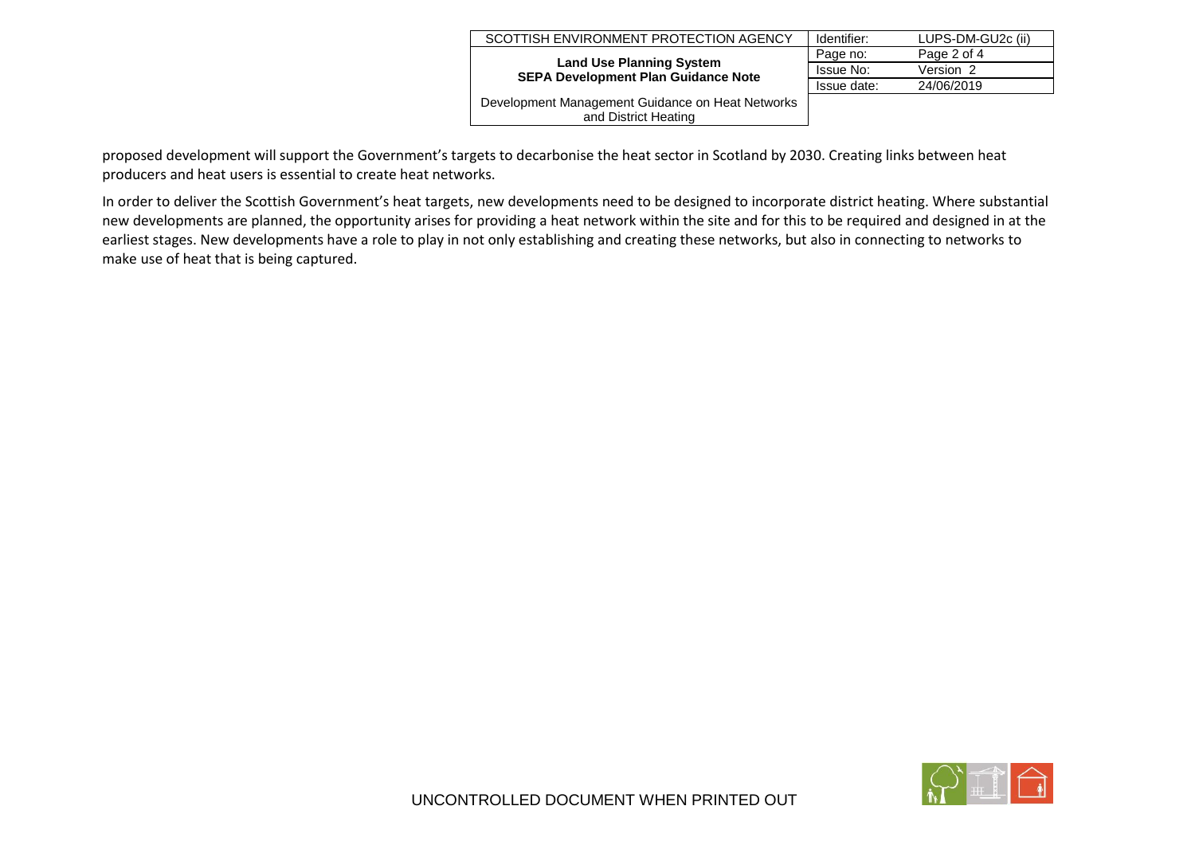proposed development will support the Government's targets to decarbonise the heat sector in Scotland by 2030. Creating links between heat producers and heat users is essential to create heat networks.

In order to deliver the Scottish Government's heat targets, new developments need to be designed to incorporate district heating. Where substantial new developments are planned, the opportunity arises for providing a heat network within the site and for this to be required and designed in at the earliest stages. New developments have a role to play in not only establishing and creating these networks, but also in connecting to networks to make use of heat that is being captured.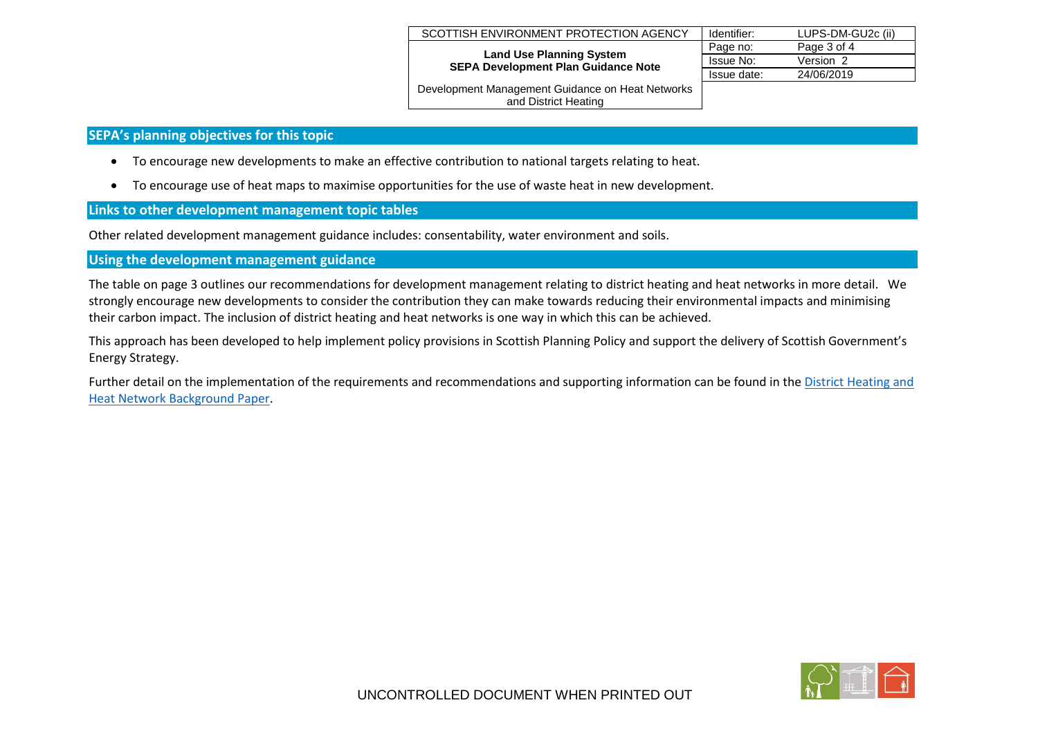## SEPA's planning objectives for this topic

- To encourage new developments to make an effective contribution to national targets relating to heat.
- To encourage use of heat maps to maximise opportunities for the use of waste heat in new development.

## Links to other development management topic tables

Other related development management guidance includes: consentability, water environment and soils.

## Using the development management guidance

The table on page 3 outlines our recommendations for development management relating to district heating and heat networks in more detail. We strongly encourage new developments to consider the contribution they can make towards reducing their environmental impacts and minimising their carbon impact. The inclusion of district heating and heat networks is one way in which this can be achieved.

This approach has been developed to help implement policy provisions in Scottish Planning Policy and support the delivery of Scottish Government's Energy Strategy.

Further detail on the implementation of the requirements and recommendations and supporting information can be found in the District Heating and Heat Network Background Paper.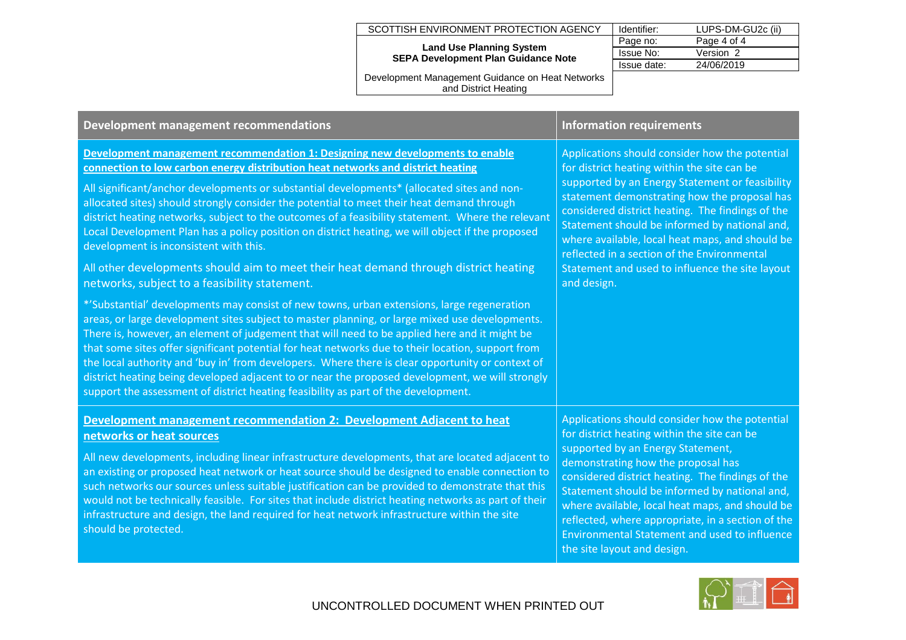| Development management recommendations | Information requirements |
|---|---|
| **Development management recommendation 1: Designing new developments to enable connection to low carbon energy distribution heat networks and district heating**<br><br>All significant/anchor developments or substantial developments* (allocated sites and non-allocated sites) should strongly consider the potential to meet their heat demand through district heating networks, subject to the outcomes of a feasibility statement. Where the relevant Local Development Plan has a policy position on district heating, we will object if the proposed development is inconsistent with this.<br><br>All other developments should aim to meet their heat demand through district heating networks, subject to a feasibility statement.<br><br>*'Substantial' developments may consist of new towns, urban extensions, large regeneration areas, or large development sites subject to master planning, or large mixed use developments. There is, however, an element of judgement that will need to be applied here and it might be that some sites offer significant potential for heat networks due to their location, support from the local authority and 'buy in' from developers. Where there is clear opportunity or context of district heating being developed adjacent to or near the proposed development, we will strongly support the assessment of district heating feasibility as part of the development. | Applications should consider how the potential for district heating within the site can be supported by an Energy Statement or feasibility statement demonstrating how the proposal has considered district heating. The findings of the Statement should be informed by national and, where available, local heat maps, and should be reflected in a section of the Environmental Statement and used to influence the site layout and design. |
| **Development management recommendation 2: Development Adjacent to heat networks or heat sources**<br><br>All new developments, including linear infrastructure developments, that are located adjacent to an existing or proposed heat network or heat source should be designed to enable connection to such networks our sources unless suitable justification can be provided to demonstrate that this would not be technically feasible. For sites that include district heating networks as part of their infrastructure and design, the land required for heat network infrastructure within the site should be protected. | Applications should consider how the potential for district heating within the site can be supported by an Energy Statement, demonstrating how the proposal has considered district heating. The findings of the Statement should be informed by national and, where available, local heat maps, and should be reflected, where appropriate, in a section of the Environmental Statement and used to influence the site layout and design. |